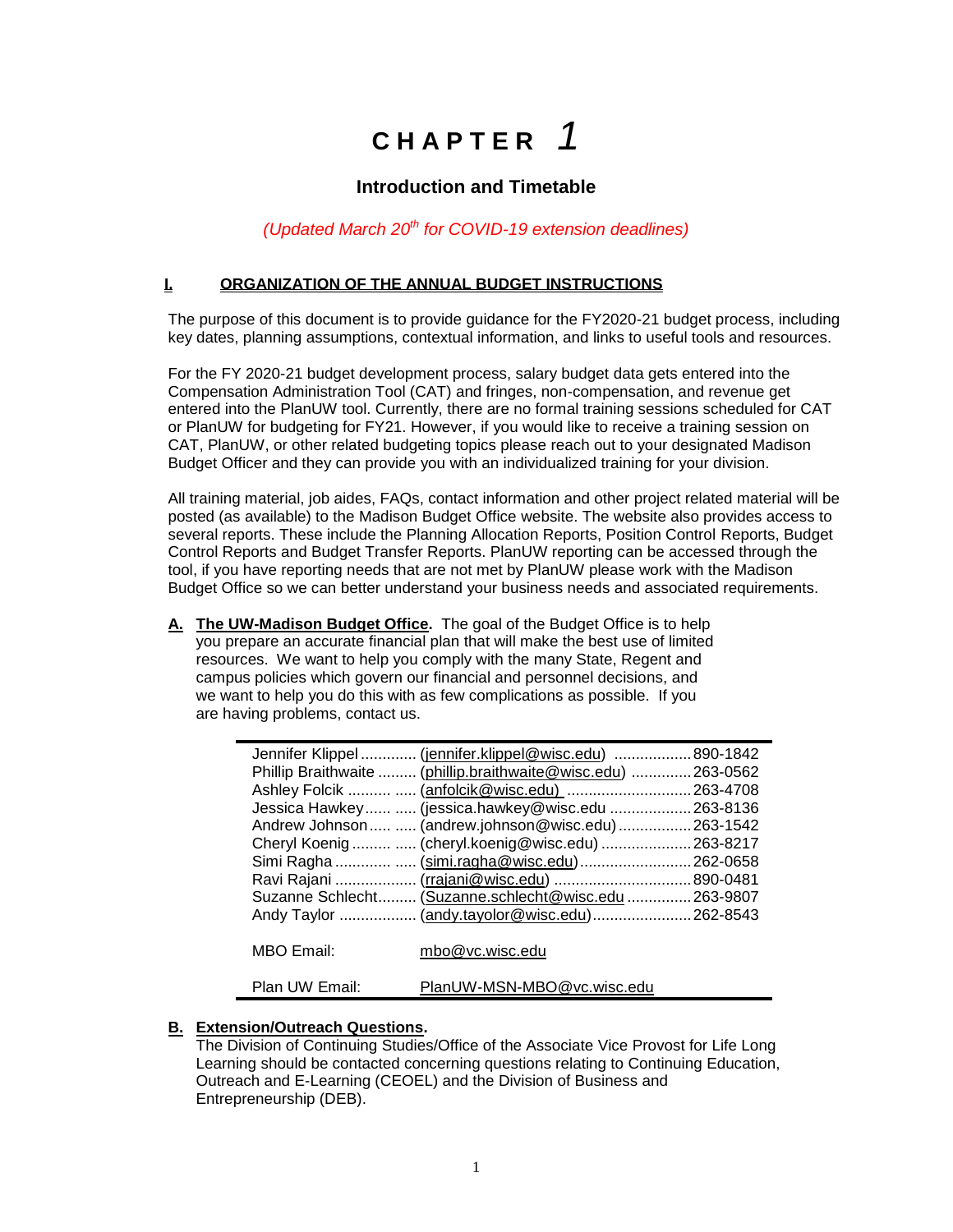# CHAPTER *1*

## Introduction and Timetable

*(Updated March 20th for COVID-19 extension deadlines)*

### I. ORGANIZATION OF THE ANNUAL BUDGET INSTRUCTIONS

The purpose of this document is to provide guidance for the FY2020-21 budget process, including key dates, planning assumptions, contextual information, and links to useful tools and resources.

For the FY 2020-21 budget development process, salary budget data gets entered into the Compensation Administration Tool (CAT) and fringes, non-compensation, and revenue get entered into the PlanUW tool. Currently, there are no formal training sessions scheduled for CAT or PlanUW for budgeting for FY21. However, if you would like to receive a training session on CAT, PlanUW, or other related budgeting topics please reach out to your designated Madison Budget Officer and they can provide you with an individualized training for your division.

All training material, job aides, FAQs, contact information and other project related material will be posted (as available) to the Madison Budget Office website. The website also provides access to several reports. These include the Planning Allocation Reports, Position Control Reports, Budget Control Reports and Budget Transfer Reports. PlanUW reporting can be accessed through the tool, if you have reporting needs that are not met by PlanUW please work with the Madison Budget Office so we can better understand your business needs and associated requirements.

**A. The UW-Madison Budget Office.** The goal of the Budget Office is to help you prepare an accurate financial plan that will make the best use of limited resources. We want to help you comply with the many State, Regent and campus policies which govern our financial and personnel decisions, and we want to help you do this with as few complications as possible. If you are having problems, contact us.

| Name | Email | Phone |
|---|---|---|
| Jennifer Klippel | (jennifer.klippel@wisc.edu) | 890-1842 |
| Phillip Braithwaite | (phillip.braithwaite@wisc.edu) | 263-0562 |
| Ashley Folcik | (anfolcik@wisc.edu) | 263-4708 |
| Jessica Hawkey | (jessica.hawkey@wisc.edu | 263-8136 |
| Andrew Johnson | (andrew.johnson@wisc.edu) | 263-1542 |
| Cheryl Koenig | (cheryl.koenig@wisc.edu) | 263-8217 |
| Simi Ragha | (simi.ragha@wisc.edu) | 262-0658 |
| Ravi Rajani | (rrajani@wisc.edu) | 890-0481 |
| Suzanne Schlecht | (Suzanne.schlecht@wisc.edu | 263-9807 |
| Andy Taylor | (andy.tayolor@wisc.edu) | 262-8543 |
| MBO Email: | mbo@vc.wisc.edu | |
| Plan UW Email: | PlanUW-MSN-MBO@vc.wisc.edu | |

**B. Extension/Outreach Questions.**
The Division of Continuing Studies/Office of the Associate Vice Provost for Life Long Learning should be contacted concerning questions relating to Continuing Education, Outreach and E-Learning (CEOEL) and the Division of Business and Entrepreneurship (DEB).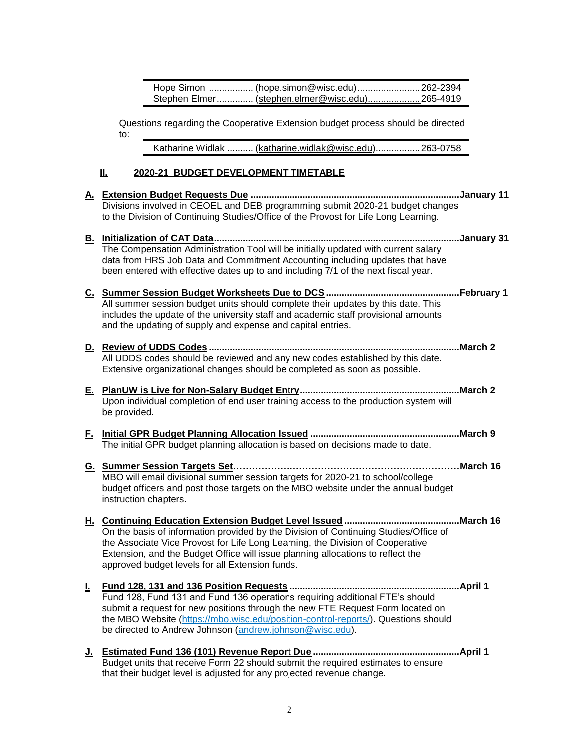| | | |
|---|---|---|
| Hope Simon | (hope.simon@wisc.edu) | 262-2394 |
| Stephen Elmer | (stephen.elmer@wisc.edu) | 265-4919 |

Questions regarding the Cooperative Extension budget process should be directed to:

| | | |
|---|---|---|
| Katharine Widlak | (katharine.widlak@wisc.edu) | 263-0758 |

## II. 2020-21 BUDGET DEVELOPMENT TIMETABLE

**A. Extension Budget Requests Due ............ January 11**
Divisions involved in CEOEL and DEB programming submit 2020-21 budget changes to the Division of Continuing Studies/Office of the Provost for Life Long Learning.

**B. Initialization of CAT Data ............ January 31**
The Compensation Administration Tool will be initially updated with current salary data from HRS Job Data and Commitment Accounting including updates that have been entered with effective dates up to and including 7/1 of the next fiscal year.

**C. Summer Session Budget Worksheets Due to DCS ............ February 1**
All summer session budget units should complete their updates by this date. This includes the update of the university staff and academic staff provisional amounts and the updating of supply and expense and capital entries.

**D. Review of UDDS Codes ............ March 2**
All UDDS codes should be reviewed and any new codes established by this date. Extensive organizational changes should be completed as soon as possible.

**E. PlanUW is Live for Non-Salary Budget Entry ............ March 2**
Upon individual completion of end user training access to the production system will be provided.

**F. Initial GPR Budget Planning Allocation Issued ............ March 9**
The initial GPR budget planning allocation is based on decisions made to date.

**G. Summer Session Targets Set ............ March 16**
MBO will email divisional summer session targets for 2020-21 to school/college budget officers and post those targets on the MBO website under the annual budget instruction chapters.

**H. Continuing Education Extension Budget Level Issued ............ March 16**
On the basis of information provided by the Division of Continuing Studies/Office of the Associate Vice Provost for Life Long Learning, the Division of Cooperative Extension, and the Budget Office will issue planning allocations to reflect the approved budget levels for all Extension funds.

**I. Fund 128, 131 and 136 Position Requests ............ April 1**
Fund 128, Fund 131 and Fund 136 operations requiring additional FTE's should submit a request for new positions through the new FTE Request Form located on the MBO Website (https://mbo.wisc.edu/position-control-reports/). Questions should be directed to Andrew Johnson (andrew.johnson@wisc.edu).

**J. Estimated Fund 136 (101) Revenue Report Due ............ April 1**
Budget units that receive Form 22 should submit the required estimates to ensure that their budget level is adjusted for any projected revenue change.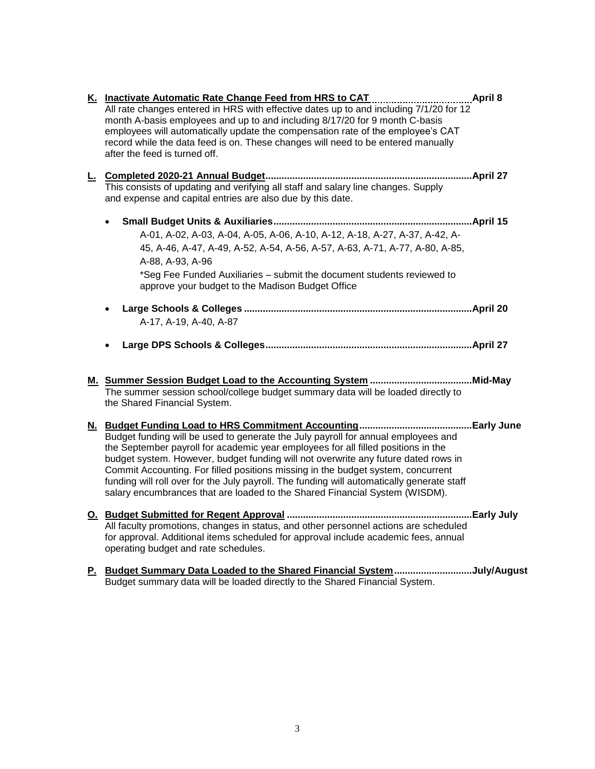**K. <u>Inactivate Automatic Rate Change Feed from HRS to CAT</u>** ................................... **April 8**

All rate changes entered in HRS with effective dates up to and including 7/1/20 for 12 month A-basis employees and up to and including 8/17/20 for 9 month C-basis employees will automatically update the compensation rate of the employee's CAT record while the data feed is on. These changes will need to be entered manually after the feed is turned off.

**L. <u>Completed 2020-21 Annual Budget</u>**............................................................................**April 27**

This consists of updating and verifying all staff and salary line changes. Supply and expense and capital entries are also due by this date.

- **Small Budget Units & Auxiliaries**.........................................................................**April 15**

  A-01, A-02, A-03, A-04, A-05, A-06, A-10, A-12, A-18, A-27, A-37, A-42, A-45, A-46, A-47, A-49, A-52, A-54, A-56, A-57, A-63, A-71, A-77, A-80, A-85, A-88, A-93, A-96

  *Seg Fee Funded Auxiliaries – submit the document students reviewed to approve your budget to the Madison Budget Office

- **Large Schools & Colleges** ....................................................................................**April 20**

  A-17, A-19, A-40, A-87

- **Large DPS Schools & Colleges**............................................................................**April 27**

**M. <u>Summer Session Budget Load to the Accounting System</u>** .....................................**Mid-May**

The summer session school/college budget summary data will be loaded directly to the Shared Financial System.

**N. <u>Budget Funding Load to HRS Commitment Accounting</u>**..........................................**Early June**

Budget funding will be used to generate the July payroll for annual employees and the September payroll for academic year employees for all filled positions in the budget system. However, budget funding will not overwrite any future dated rows in Commit Accounting. For filled positions missing in the budget system, concurrent funding will roll over for the July payroll. The funding will automatically generate staff salary encumbrances that are loaded to the Shared Financial System (WISDM).

**O. <u>Budget Submitted for Regent Approval</u>** ....................................................................**Early July**

All faculty promotions, changes in status, and other personnel actions are scheduled for approval. Additional items scheduled for approval include academic fees, annual operating budget and rate schedules.

**P. <u>Budget Summary Data Loaded to the Shared Financial System</u>**............................**July/August**

Budget summary data will be loaded directly to the Shared Financial System.